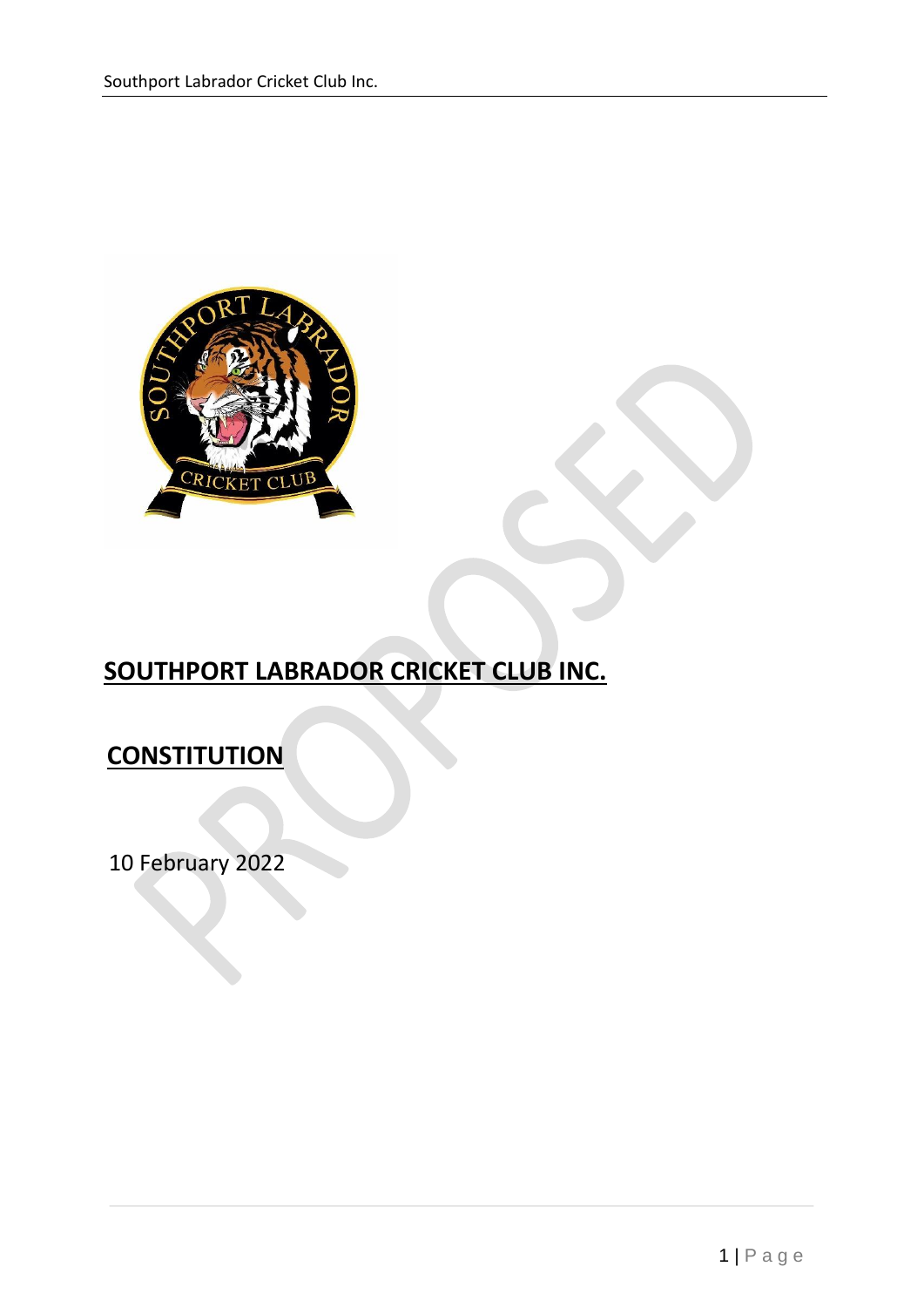# SOUTHPORT LABRADOR CRICKET CLUB INC.

## CONSTITUTION

10 February 2022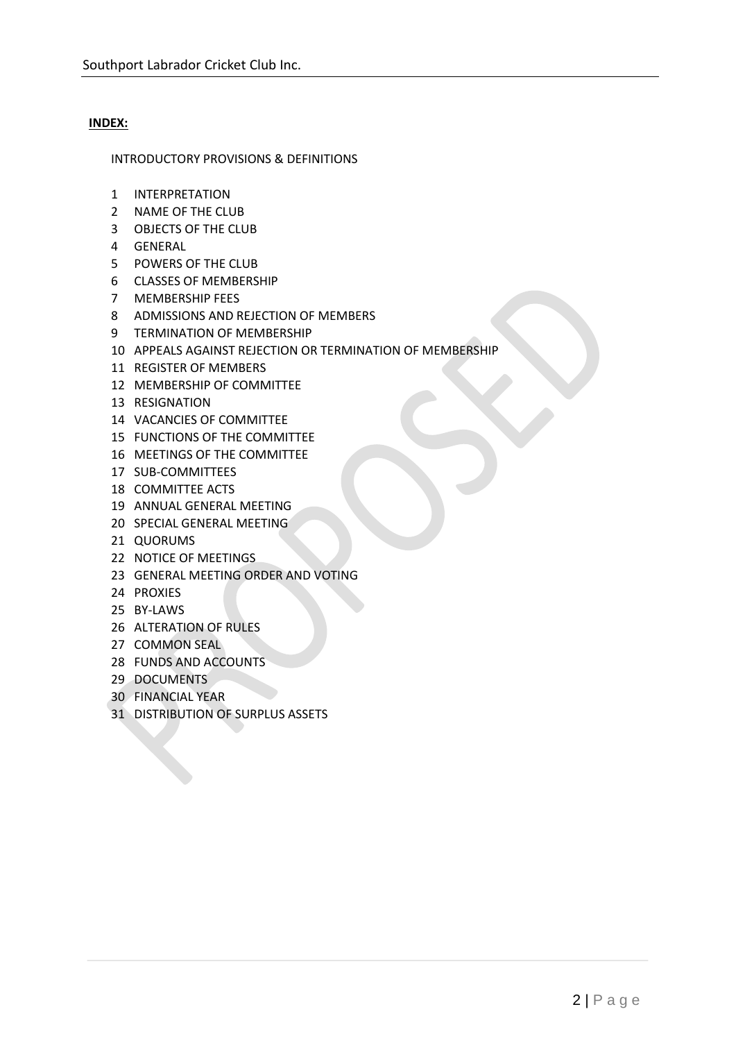**INDEX:**

INTRODUCTORY PROVISIONS & DEFINITIONS

1 INTERPRETATION
2 NAME OF THE CLUB
3 OBJECTS OF THE CLUB
4 GENERAL
5 POWERS OF THE CLUB
6 CLASSES OF MEMBERSHIP
7 MEMBERSHIP FEES
8 ADMISSIONS AND REJECTION OF MEMBERS
9 TERMINATION OF MEMBERSHIP
10 APPEALS AGAINST REJECTION OR TERMINATION OF MEMBERSHIP
11 REGISTER OF MEMBERS
12 MEMBERSHIP OF COMMITTEE
13 RESIGNATION
14 VACANCIES OF COMMITTEE
15 FUNCTIONS OF THE COMMITTEE
16 MEETINGS OF THE COMMITTEE
17 SUB-COMMITTEES
18 COMMITTEE ACTS
19 ANNUAL GENERAL MEETING
20 SPECIAL GENERAL MEETING
21 QUORUMS
22 NOTICE OF MEETINGS
23 GENERAL MEETING ORDER AND VOTING
24 PROXIES
25 BY-LAWS
26 ALTERATION OF RULES
27 COMMON SEAL
28 FUNDS AND ACCOUNTS
29 DOCUMENTS
30 FINANCIAL YEAR
31 DISTRIBUTION OF SURPLUS ASSETS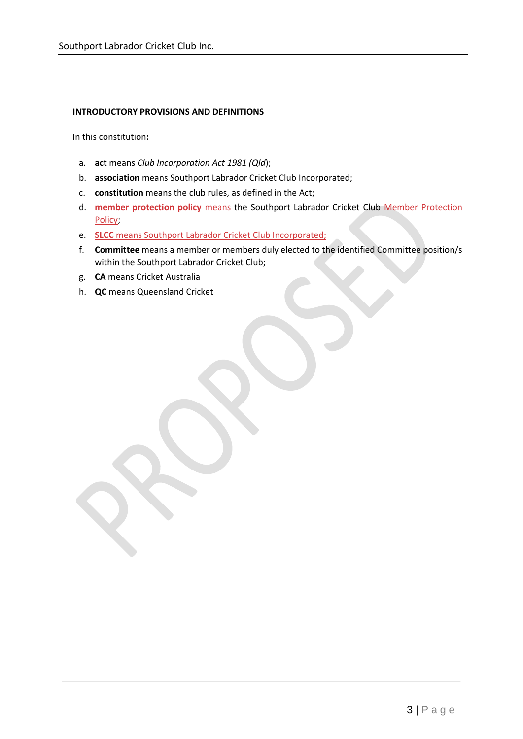## INTRODUCTORY PROVISIONS AND DEFINITIONS

In this constitution**:**

a. **act** means *Club Incorporation Act 1981 (Qld*);

b. **association** means Southport Labrador Cricket Club Incorporated;

c. **constitution** means the club rules, as defined in the Act;

d. **member protection policy** means the Southport Labrador Cricket Club Member Protection Policy;

e. **SLCC** means Southport Labrador Cricket Club Incorporated;

f. **Committee** means a member or members duly elected to the identified Committee position/s within the Southport Labrador Cricket Club;

g. **CA** means Cricket Australia

h. **QC** means Queensland Cricket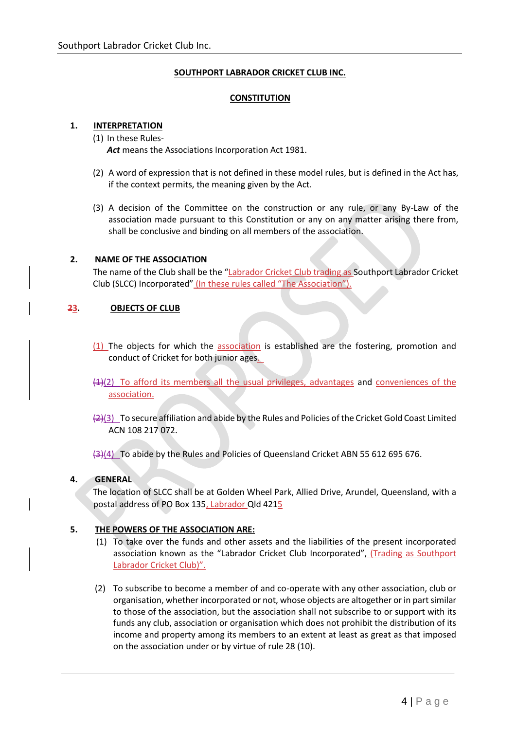# SOUTHPORT LABRADOR CRICKET CLUB INC.

## CONSTITUTION

### 1. INTERPRETATION

(1) In these Rules-

***Act*** means the Associations Incorporation Act 1981.

(2) A word of expression that is not defined in these model rules, but is defined in the Act has, if the context permits, the meaning given by the Act.

(3) A decision of the Committee on the construction or any rule, or any By-Law of the association made pursuant to this Constitution or any on any matter arising there from, shall be conclusive and binding on all members of the association.

### 2. NAME OF THE ASSOCIATION

The name of the Club shall be the "Labrador Cricket Club trading as Southport Labrador Cricket Club (SLCC) Incorporated" (In these rules called "The Association").

### ~~2~~3. OBJECTS OF CLUB

(1) The objects for which the association is established are the fostering, promotion and conduct of Cricket for both junior ages.

~~(1)~~(2) To afford its members all the usual privileges, advantages and conveniences of the association.

~~(2)~~(3) To secure affiliation and abide by the Rules and Policies of the Cricket Gold Coast Limited ACN 108 217 072.

~~(3)~~(4) To abide by the Rules and Policies of Queensland Cricket ABN 55 612 695 676.

### 4. GENERAL

The location of SLCC shall be at Golden Wheel Park, Allied Drive, Arundel, Queensland, with a postal address of PO Box 135, Labrador Qld 4215

### 5. THE POWERS OF THE ASSOCIATION ARE:

(1) To take over the funds and other assets and the liabilities of the present incorporated association known as the "Labrador Cricket Club Incorporated", (Trading as Southport Labrador Cricket Club)".

(2) To subscribe to become a member of and co-operate with any other association, club or organisation, whether incorporated or not, whose objects are altogether or in part similar to those of the association, but the association shall not subscribe to or support with its funds any club, association or organisation which does not prohibit the distribution of its income and property among its members to an extent at least as great as that imposed on the association under or by virtue of rule 28 (10).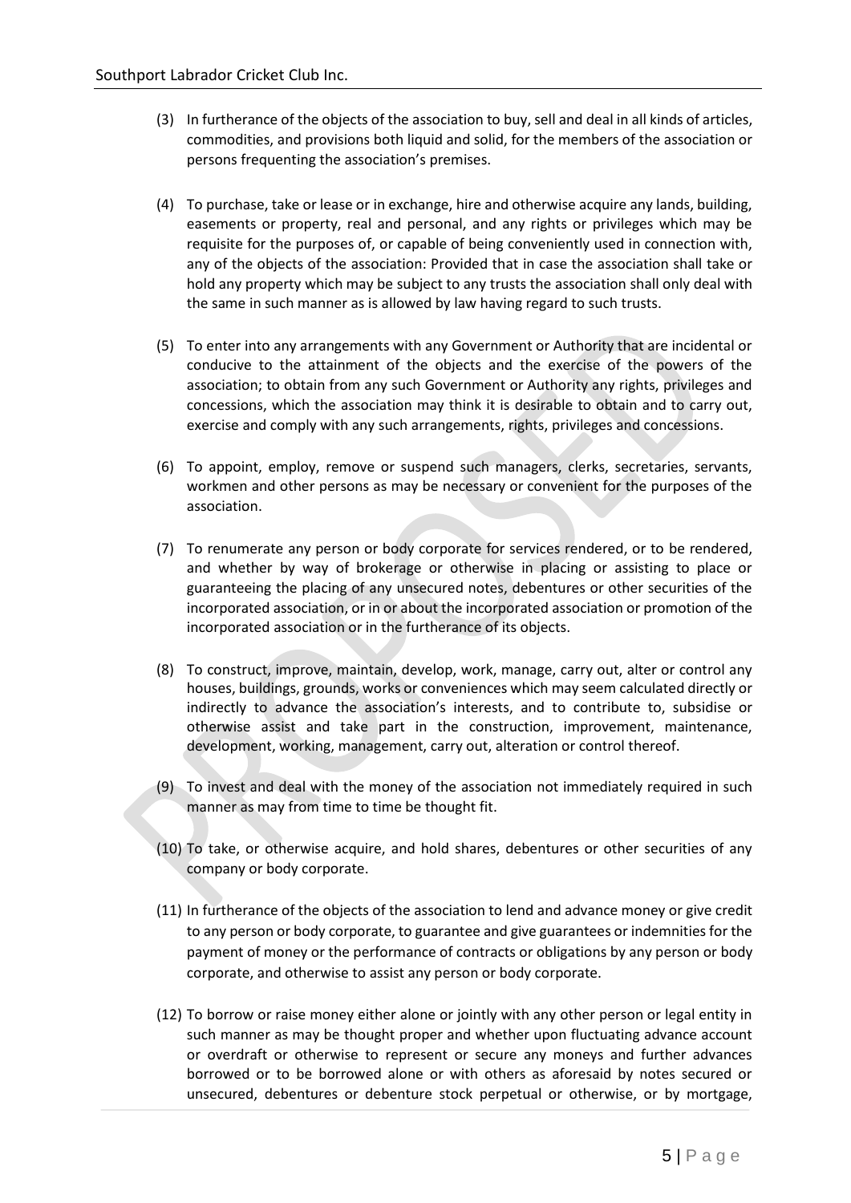(3) In furtherance of the objects of the association to buy, sell and deal in all kinds of articles, commodities, and provisions both liquid and solid, for the members of the association or persons frequenting the association's premises.

(4) To purchase, take or lease or in exchange, hire and otherwise acquire any lands, building, easements or property, real and personal, and any rights or privileges which may be requisite for the purposes of, or capable of being conveniently used in connection with, any of the objects of the association: Provided that in case the association shall take or hold any property which may be subject to any trusts the association shall only deal with the same in such manner as is allowed by law having regard to such trusts.

(5) To enter into any arrangements with any Government or Authority that are incidental or conducive to the attainment of the objects and the exercise of the powers of the association; to obtain from any such Government or Authority any rights, privileges and concessions, which the association may think it is desirable to obtain and to carry out, exercise and comply with any such arrangements, rights, privileges and concessions.

(6) To appoint, employ, remove or suspend such managers, clerks, secretaries, servants, workmen and other persons as may be necessary or convenient for the purposes of the association.

(7) To renumerate any person or body corporate for services rendered, or to be rendered, and whether by way of brokerage or otherwise in placing or assisting to place or guaranteeing the placing of any unsecured notes, debentures or other securities of the incorporated association, or in or about the incorporated association or promotion of the incorporated association or in the furtherance of its objects.

(8) To construct, improve, maintain, develop, work, manage, carry out, alter or control any houses, buildings, grounds, works or conveniences which may seem calculated directly or indirectly to advance the association's interests, and to contribute to, subsidise or otherwise assist and take part in the construction, improvement, maintenance, development, working, management, carry out, alteration or control thereof.

(9) To invest and deal with the money of the association not immediately required in such manner as may from time to time be thought fit.

(10) To take, or otherwise acquire, and hold shares, debentures or other securities of any company or body corporate.

(11) In furtherance of the objects of the association to lend and advance money or give credit to any person or body corporate, to guarantee and give guarantees or indemnities for the payment of money or the performance of contracts or obligations by any person or body corporate, and otherwise to assist any person or body corporate.

(12) To borrow or raise money either alone or jointly with any other person or legal entity in such manner as may be thought proper and whether upon fluctuating advance account or overdraft or otherwise to represent or secure any moneys and further advances borrowed or to be borrowed alone or with others as aforesaid by notes secured or unsecured, debentures or debenture stock perpetual or otherwise, or by mortgage,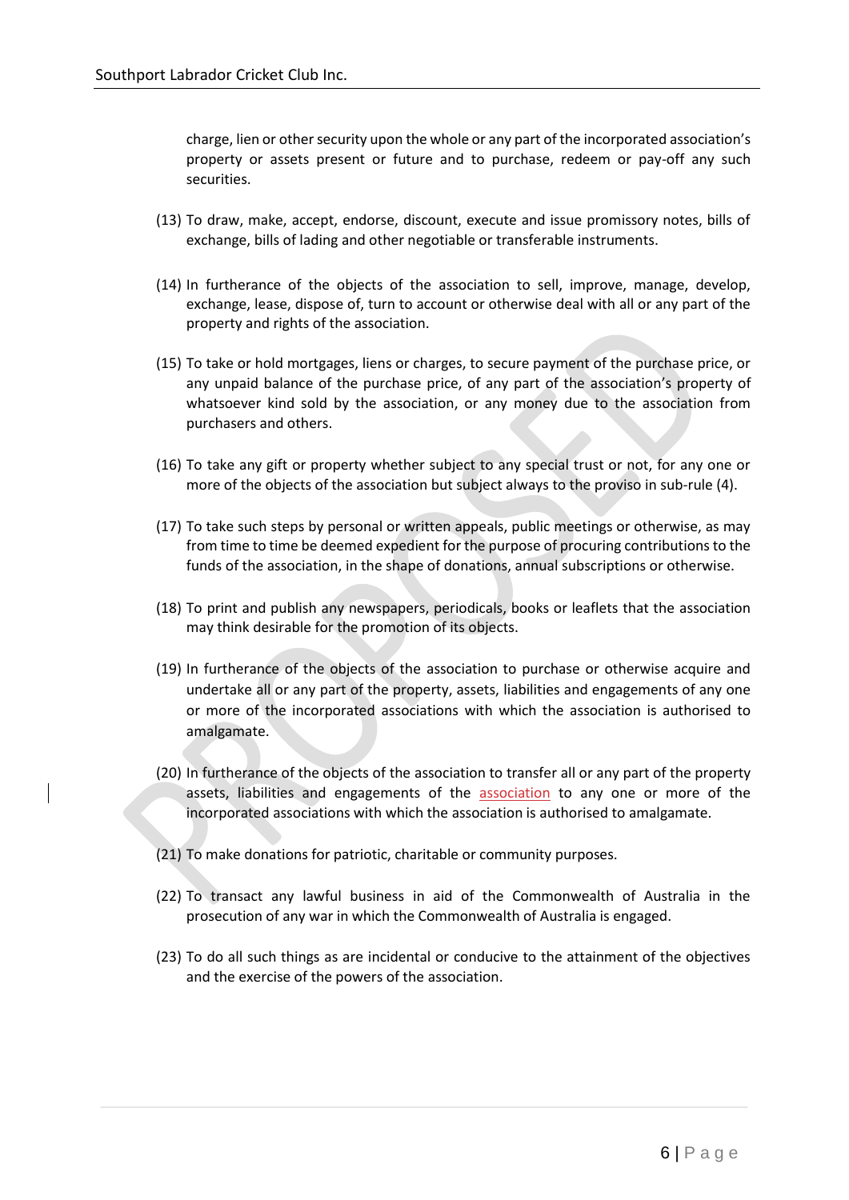charge, lien or other security upon the whole or any part of the incorporated association's property or assets present or future and to purchase, redeem or pay-off any such securities.

(13) To draw, make, accept, endorse, discount, execute and issue promissory notes, bills of exchange, bills of lading and other negotiable or transferable instruments.

(14) In furtherance of the objects of the association to sell, improve, manage, develop, exchange, lease, dispose of, turn to account or otherwise deal with all or any part of the property and rights of the association.

(15) To take or hold mortgages, liens or charges, to secure payment of the purchase price, or any unpaid balance of the purchase price, of any part of the association's property of whatsoever kind sold by the association, or any money due to the association from purchasers and others.

(16) To take any gift or property whether subject to any special trust or not, for any one or more of the objects of the association but subject always to the proviso in sub-rule (4).

(17) To take such steps by personal or written appeals, public meetings or otherwise, as may from time to time be deemed expedient for the purpose of procuring contributions to the funds of the association, in the shape of donations, annual subscriptions or otherwise.

(18) To print and publish any newspapers, periodicals, books or leaflets that the association may think desirable for the promotion of its objects.

(19) In furtherance of the objects of the association to purchase or otherwise acquire and undertake all or any part of the property, assets, liabilities and engagements of any one or more of the incorporated associations with which the association is authorised to amalgamate.

(20) In furtherance of the objects of the association to transfer all or any part of the property assets, liabilities and engagements of the association to any one or more of the incorporated associations with which the association is authorised to amalgamate.

(21) To make donations for patriotic, charitable or community purposes.

(22) To transact any lawful business in aid of the Commonwealth of Australia in the prosecution of any war in which the Commonwealth of Australia is engaged.

(23) To do all such things as are incidental or conducive to the attainment of the objectives and the exercise of the powers of the association.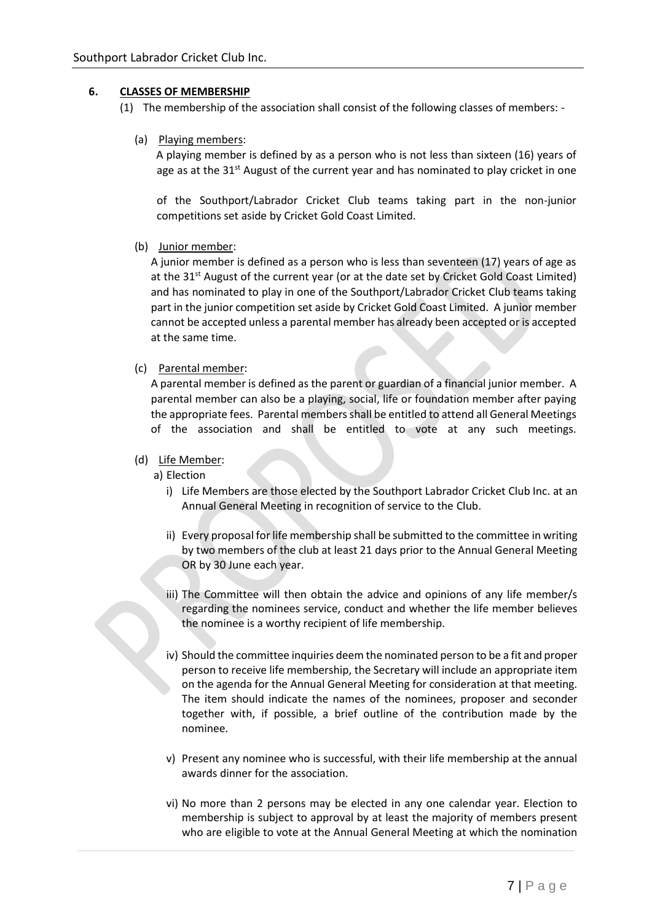## 6. CLASSES OF MEMBERSHIP

(1) The membership of the association shall consist of the following classes of members: -

(a) Playing members:

A playing member is defined by as a person who is not less than sixteen (16) years of age as at the 31st August of the current year and has nominated to play cricket in one of the Southport/Labrador Cricket Club teams taking part in the non-junior competitions set aside by Cricket Gold Coast Limited.

(b) Junior member:

A junior member is defined as a person who is less than seventeen (17) years of age as at the 31st August of the current year (or at the date set by Cricket Gold Coast Limited) and has nominated to play in one of the Southport/Labrador Cricket Club teams taking part in the junior competition set aside by Cricket Gold Coast Limited. A junior member cannot be accepted unless a parental member has already been accepted or is accepted at the same time.

(c) Parental member:

A parental member is defined as the parent or guardian of a financial junior member. A parental member can also be a playing, social, life or foundation member after paying the appropriate fees. Parental members shall be entitled to attend all General Meetings of the association and shall be entitled to vote at any such meetings.

(d) Life Member:

a) Election

i) Life Members are those elected by the Southport Labrador Cricket Club Inc. at an Annual General Meeting in recognition of service to the Club.

ii) Every proposal for life membership shall be submitted to the committee in writing by two members of the club at least 21 days prior to the Annual General Meeting OR by 30 June each year.

iii) The Committee will then obtain the advice and opinions of any life member/s regarding the nominees service, conduct and whether the life member believes the nominee is a worthy recipient of life membership.

iv) Should the committee inquiries deem the nominated person to be a fit and proper person to receive life membership, the Secretary will include an appropriate item on the agenda for the Annual General Meeting for consideration at that meeting. The item should indicate the names of the nominees, proposer and seconder together with, if possible, a brief outline of the contribution made by the nominee.

v) Present any nominee who is successful, with their life membership at the annual awards dinner for the association.

vi) No more than 2 persons may be elected in any one calendar year. Election to membership is subject to approval by at least the majority of members present who are eligible to vote at the Annual General Meeting at which the nomination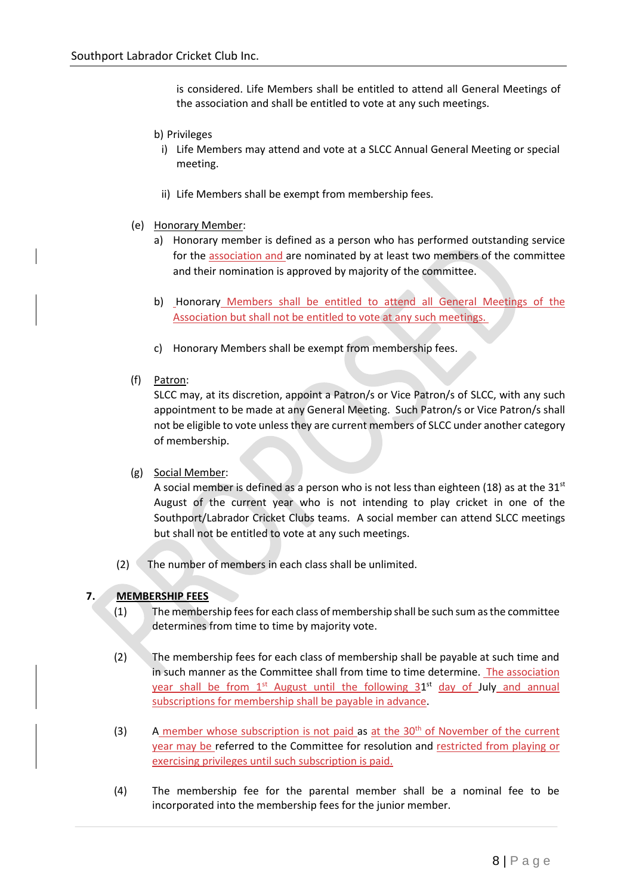is considered. Life Members shall be entitled to attend all General Meetings of the association and shall be entitled to vote at any such meetings.

b) Privileges

i) Life Members may attend and vote at a SLCC Annual General Meeting or special meeting.

ii) Life Members shall be exempt from membership fees.

(e) Honorary Member:

a) Honorary member is defined as a person who has performed outstanding service for the association and are nominated by at least two members of the committee and their nomination is approved by majority of the committee.

b) Honorary Members shall be entitled to attend all General Meetings of the Association but shall not be entitled to vote at any such meetings.

c) Honorary Members shall be exempt from membership fees.

(f) Patron:

SLCC may, at its discretion, appoint a Patron/s or Vice Patron/s of SLCC, with any such appointment to be made at any General Meeting. Such Patron/s or Vice Patron/s shall not be eligible to vote unless they are current members of SLCC under another category of membership.

(g) Social Member:

A social member is defined as a person who is not less than eighteen (18) as at the 31st August of the current year who is not intending to play cricket in one of the Southport/Labrador Cricket Clubs teams. A social member can attend SLCC meetings but shall not be entitled to vote at any such meetings.

(2) The number of members in each class shall be unlimited.

## 7. MEMBERSHIP FEES

(1) The membership fees for each class of membership shall be such sum as the committee determines from time to time by majority vote.

(2) The membership fees for each class of membership shall be payable at such time and in such manner as the Committee shall from time to time determine. The association year shall be from 1st August until the following 31st day of July and annual subscriptions for membership shall be payable in advance.

(3) A member whose subscription is not paid as at the 30th of November of the current year may be referred to the Committee for resolution and restricted from playing or exercising privileges until such subscription is paid.

(4) The membership fee for the parental member shall be a nominal fee to be incorporated into the membership fees for the junior member.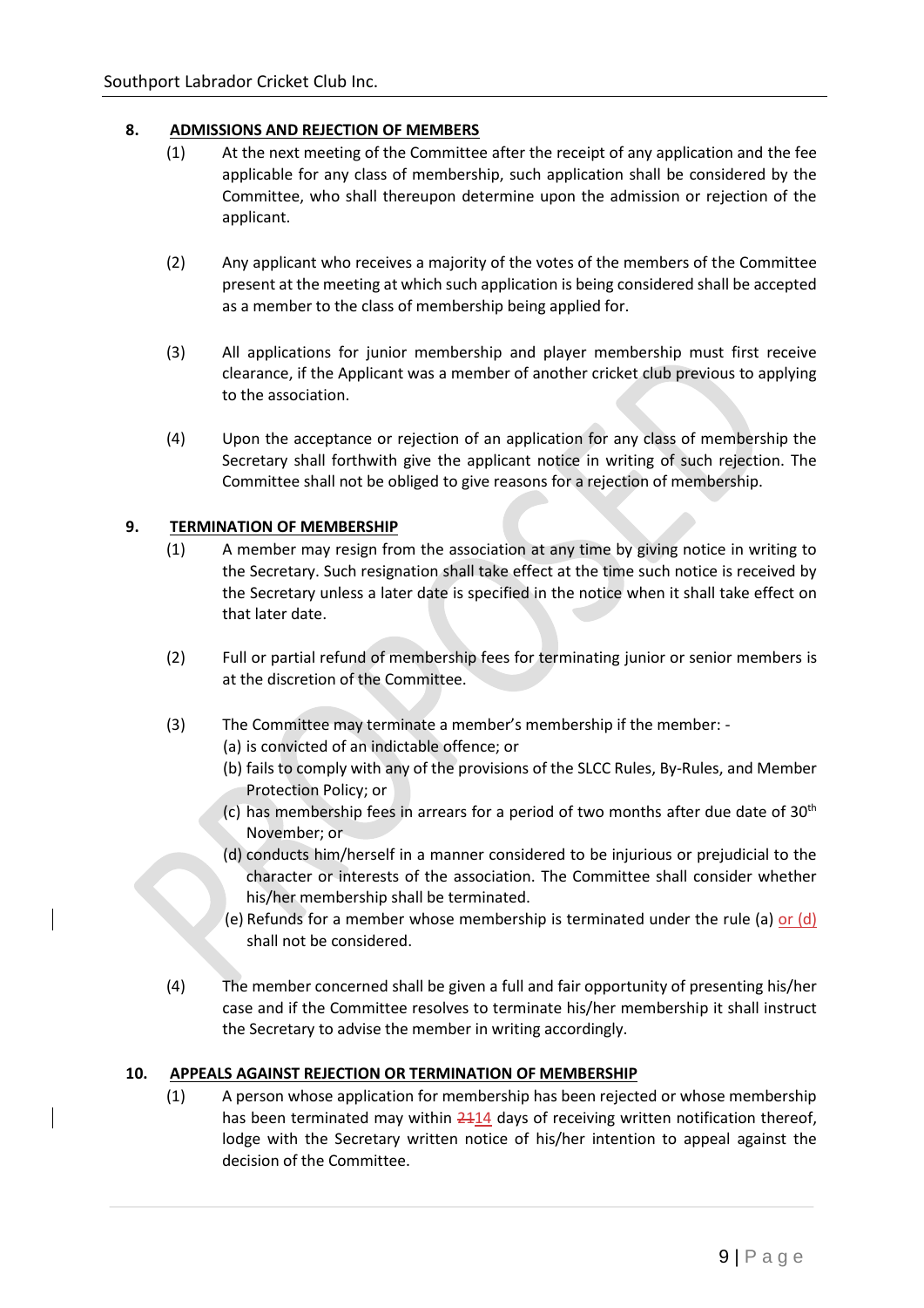## 8. ADMISSIONS AND REJECTION OF MEMBERS

(1) At the next meeting of the Committee after the receipt of any application and the fee applicable for any class of membership, such application shall be considered by the Committee, who shall thereupon determine upon the admission or rejection of the applicant.

(2) Any applicant who receives a majority of the votes of the members of the Committee present at the meeting at which such application is being considered shall be accepted as a member to the class of membership being applied for.

(3) All applications for junior membership and player membership must first receive clearance, if the Applicant was a member of another cricket club previous to applying to the association.

(4) Upon the acceptance or rejection of an application for any class of membership the Secretary shall forthwith give the applicant notice in writing of such rejection. The Committee shall not be obliged to give reasons for a rejection of membership.

## 9. TERMINATION OF MEMBERSHIP

(1) A member may resign from the association at any time by giving notice in writing to the Secretary. Such resignation shall take effect at the time such notice is received by the Secretary unless a later date is specified in the notice when it shall take effect on that later date.

(2) Full or partial refund of membership fees for terminating junior or senior members is at the discretion of the Committee.

(3) The Committee may terminate a member's membership if the member: -

(a) is convicted of an indictable offence; or

(b) fails to comply with any of the provisions of the SLCC Rules, By-Rules, and Member Protection Policy; or

(c) has membership fees in arrears for a period of two months after due date of 30th November; or

(d) conducts him/herself in a manner considered to be injurious or prejudicial to the character or interests of the association. The Committee shall consider whether his/her membership shall be terminated.

(e) Refunds for a member whose membership is terminated under the rule (a) or (d) shall not be considered.

(4) The member concerned shall be given a full and fair opportunity of presenting his/her case and if the Committee resolves to terminate his/her membership it shall instruct the Secretary to advise the member in writing accordingly.

## 10. APPEALS AGAINST REJECTION OR TERMINATION OF MEMBERSHIP

(1) A person whose application for membership has been rejected or whose membership has been terminated may within ~~21~~14 days of receiving written notification thereof, lodge with the Secretary written notice of his/her intention to appeal against the decision of the Committee.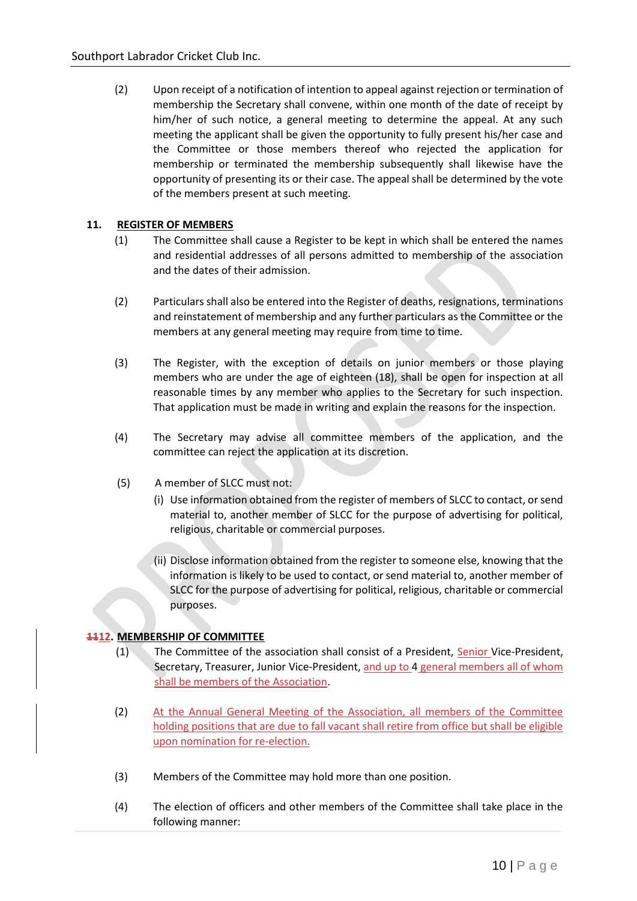(2) Upon receipt of a notification of intention to appeal against rejection or termination of membership the Secretary shall convene, within one month of the date of receipt by him/her of such notice, a general meeting to determine the appeal. At any such meeting the applicant shall be given the opportunity to fully present his/her case and the Committee or those members thereof who rejected the application for membership or terminated the membership subsequently shall likewise have the opportunity of presenting its or their case. The appeal shall be determined by the vote of the members present at such meeting.

**11. REGISTER OF MEMBERS**

(1) The Committee shall cause a Register to be kept in which shall be entered the names and residential addresses of all persons admitted to membership of the association and the dates of their admission.

(2) Particulars shall also be entered into the Register of deaths, resignations, terminations and reinstatement of membership and any further particulars as the Committee or the members at any general meeting may require from time to time.

(3) The Register, with the exception of details on junior members or those playing members who are under the age of eighteen (18), shall be open for inspection at all reasonable times by any member who applies to the Secretary for such inspection. That application must be made in writing and explain the reasons for the inspection.

(4) The Secretary may advise all committee members of the application, and the committee can reject the application at its discretion.

(5) A member of SLCC must not:

(i) Use information obtained from the register of members of SLCC to contact, or send material to, another member of SLCC for the purpose of advertising for political, religious, charitable or commercial purposes.

(ii) Disclose information obtained from the register to someone else, knowing that the information is likely to be used to contact, or send material to, another member of SLCC for the purpose of advertising for political, religious, charitable or commercial purposes.

**~~11~~12. MEMBERSHIP OF COMMITTEE**

(1) The Committee of the association shall consist of a President, Senior Vice-President, Secretary, Treasurer, Junior Vice-President, and up to 4 general members all of whom shall be members of the Association.

(2) At the Annual General Meeting of the Association, all members of the Committee holding positions that are due to fall vacant shall retire from office but shall be eligible upon nomination for re-election.

(3) Members of the Committee may hold more than one position.

(4) The election of officers and other members of the Committee shall take place in the following manner: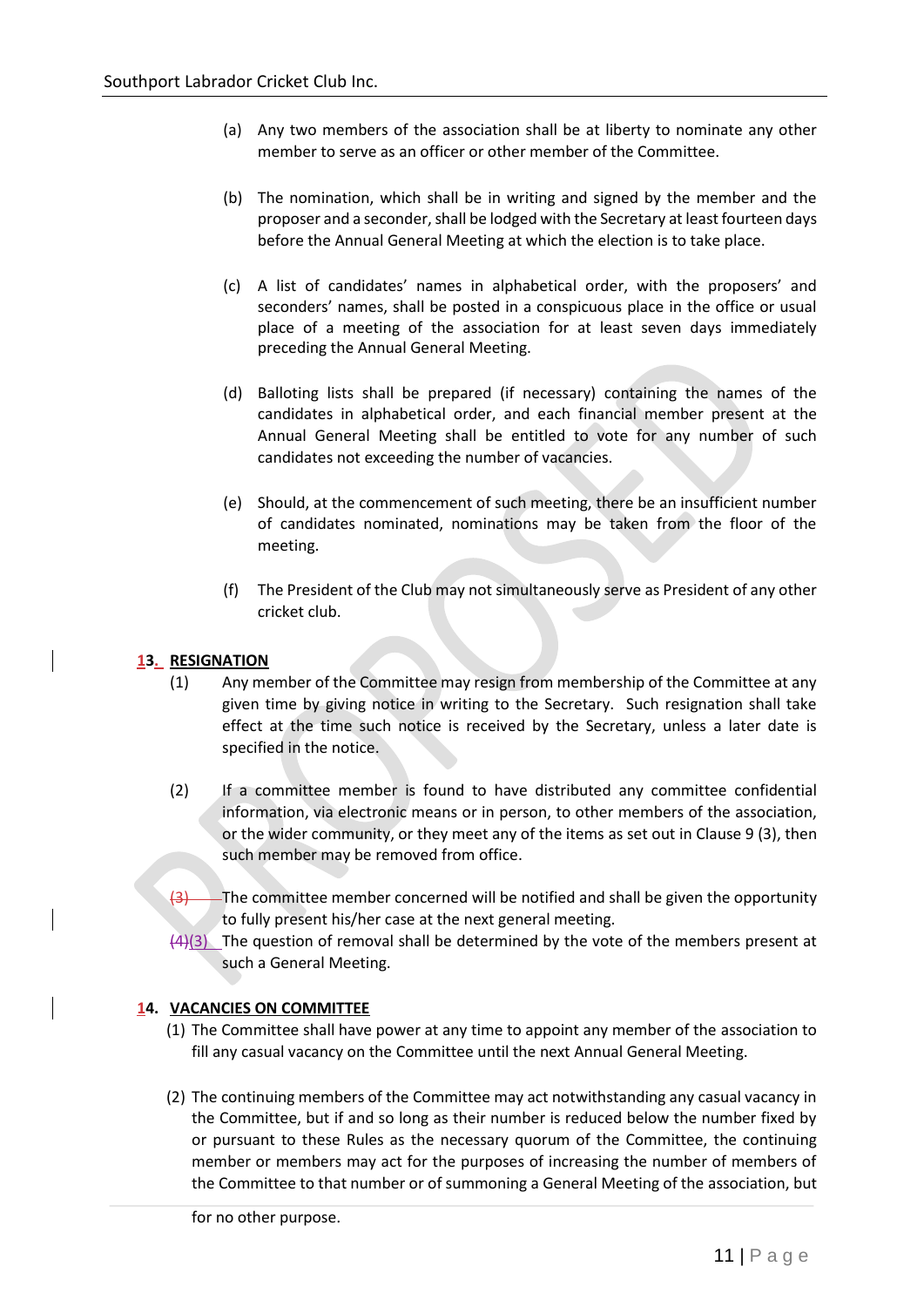(a) Any two members of the association shall be at liberty to nominate any other member to serve as an officer or other member of the Committee.

(b) The nomination, which shall be in writing and signed by the member and the proposer and a seconder, shall be lodged with the Secretary at least fourteen days before the Annual General Meeting at which the election is to take place.

(c) A list of candidates' names in alphabetical order, with the proposers' and seconders' names, shall be posted in a conspicuous place in the office or usual place of a meeting of the association for at least seven days immediately preceding the Annual General Meeting.

(d) Balloting lists shall be prepared (if necessary) containing the names of the candidates in alphabetical order, and each financial member present at the Annual General Meeting shall be entitled to vote for any number of such candidates not exceeding the number of vacancies.

(e) Should, at the commencement of such meeting, there be an insufficient number of candidates nominated, nominations may be taken from the floor of the meeting.

(f) The President of the Club may not simultaneously serve as President of any other cricket club.

## 13. RESIGNATION

(1) Any member of the Committee may resign from membership of the Committee at any given time by giving notice in writing to the Secretary. Such resignation shall take effect at the time such notice is received by the Secretary, unless a later date is specified in the notice.

(2) If a committee member is found to have distributed any committee confidential information, via electronic means or in person, to other members of the association, or the wider community, or they meet any of the items as set out in Clause 9 (3), then such member may be removed from office.

~~(3)~~ The committee member concerned will be notified and shall be given the opportunity to fully present his/her case at the next general meeting.

~~(4)~~(3) The question of removal shall be determined by the vote of the members present at such a General Meeting.

## 14. VACANCIES ON COMMITTEE

(1) The Committee shall have power at any time to appoint any member of the association to fill any casual vacancy on the Committee until the next Annual General Meeting.

(2) The continuing members of the Committee may act notwithstanding any casual vacancy in the Committee, but if and so long as their number is reduced below the number fixed by or pursuant to these Rules as the necessary quorum of the Committee, the continuing member or members may act for the purposes of increasing the number of members of the Committee to that number or of summoning a General Meeting of the association, but for no other purpose.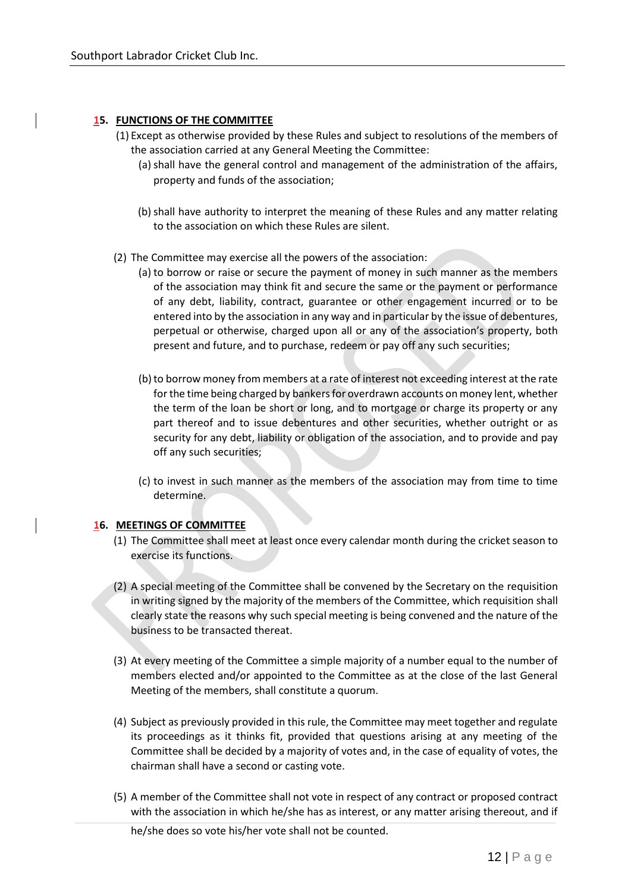## 15. FUNCTIONS OF THE COMMITTEE

(1) Except as otherwise provided by these Rules and subject to resolutions of the members of the association carried at any General Meeting the Committee:

(a) shall have the general control and management of the administration of the affairs, property and funds of the association;

(b) shall have authority to interpret the meaning of these Rules and any matter relating to the association on which these Rules are silent.

(2) The Committee may exercise all the powers of the association:

(a) to borrow or raise or secure the payment of money in such manner as the members of the association may think fit and secure the same or the payment or performance of any debt, liability, contract, guarantee or other engagement incurred or to be entered into by the association in any way and in particular by the issue of debentures, perpetual or otherwise, charged upon all or any of the association's property, both present and future, and to purchase, redeem or pay off any such securities;

(b) to borrow money from members at a rate of interest not exceeding interest at the rate for the time being charged by bankers for overdrawn accounts on money lent, whether the term of the loan be short or long, and to mortgage or charge its property or any part thereof and to issue debentures and other securities, whether outright or as security for any debt, liability or obligation of the association, and to provide and pay off any such securities;

(c) to invest in such manner as the members of the association may from time to time determine.

## 16. MEETINGS OF COMMITTEE

(1) The Committee shall meet at least once every calendar month during the cricket season to exercise its functions.

(2) A special meeting of the Committee shall be convened by the Secretary on the requisition in writing signed by the majority of the members of the Committee, which requisition shall clearly state the reasons why such special meeting is being convened and the nature of the business to be transacted thereat.

(3) At every meeting of the Committee a simple majority of a number equal to the number of members elected and/or appointed to the Committee as at the close of the last General Meeting of the members, shall constitute a quorum.

(4) Subject as previously provided in this rule, the Committee may meet together and regulate its proceedings as it thinks fit, provided that questions arising at any meeting of the Committee shall be decided by a majority of votes and, in the case of equality of votes, the chairman shall have a second or casting vote.

(5) A member of the Committee shall not vote in respect of any contract or proposed contract with the association in which he/she has as interest, or any matter arising thereout, and if he/she does so vote his/her vote shall not be counted.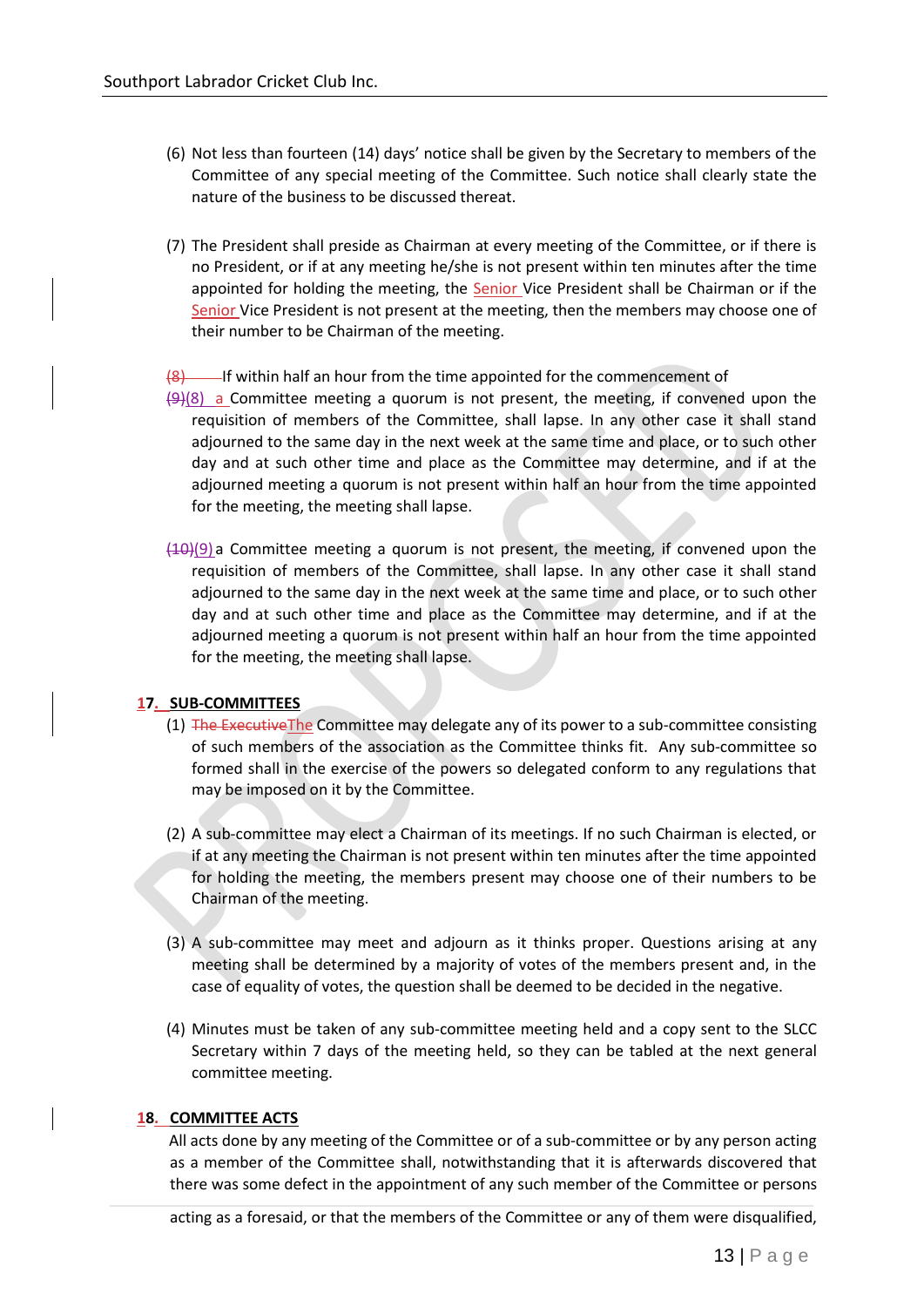(6) Not less than fourteen (14) days' notice shall be given by the Secretary to members of the Committee of any special meeting of the Committee. Such notice shall clearly state the nature of the business to be discussed thereat.

(7) The President shall preside as Chairman at every meeting of the Committee, or if there is no President, or if at any meeting he/she is not present within ten minutes after the time appointed for holding the meeting, the Senior Vice President shall be Chairman or if the Senior Vice President is not present at the meeting, then the members may choose one of their number to be Chairman of the meeting.

~~(8)~~ If within half an hour from the time appointed for the commencement of
~~(9)~~(8) a Committee meeting a quorum is not present, the meeting, if convened upon the requisition of members of the Committee, shall lapse. In any other case it shall stand adjourned to the same day in the next week at the same time and place, or to such other day and at such other time and place as the Committee may determine, and if at the adjourned meeting a quorum is not present within half an hour from the time appointed for the meeting, the meeting shall lapse.

~~(10)~~(9) a Committee meeting a quorum is not present, the meeting, if convened upon the requisition of members of the Committee, shall lapse. In any other case it shall stand adjourned to the same day in the next week at the same time and place, or to such other day and at such other time and place as the Committee may determine, and if at the adjourned meeting a quorum is not present within half an hour from the time appointed for the meeting, the meeting shall lapse.

## 17. SUB-COMMITTEES

(1) ~~The Executive~~The Committee may delegate any of its power to a sub-committee consisting of such members of the association as the Committee thinks fit. Any sub-committee so formed shall in the exercise of the powers so delegated conform to any regulations that may be imposed on it by the Committee.

(2) A sub-committee may elect a Chairman of its meetings. If no such Chairman is elected, or if at any meeting the Chairman is not present within ten minutes after the time appointed for holding the meeting, the members present may choose one of their numbers to be Chairman of the meeting.

(3) A sub-committee may meet and adjourn as it thinks proper. Questions arising at any meeting shall be determined by a majority of votes of the members present and, in the case of equality of votes, the question shall be deemed to be decided in the negative.

(4) Minutes must be taken of any sub-committee meeting held and a copy sent to the SLCC Secretary within 7 days of the meeting held, so they can be tabled at the next general committee meeting.

## 18. COMMITTEE ACTS

All acts done by any meeting of the Committee or of a sub-committee or by any person acting as a member of the Committee shall, notwithstanding that it is afterwards discovered that there was some defect in the appointment of any such member of the Committee or persons acting as a foresaid, or that the members of the Committee or any of them were disqualified,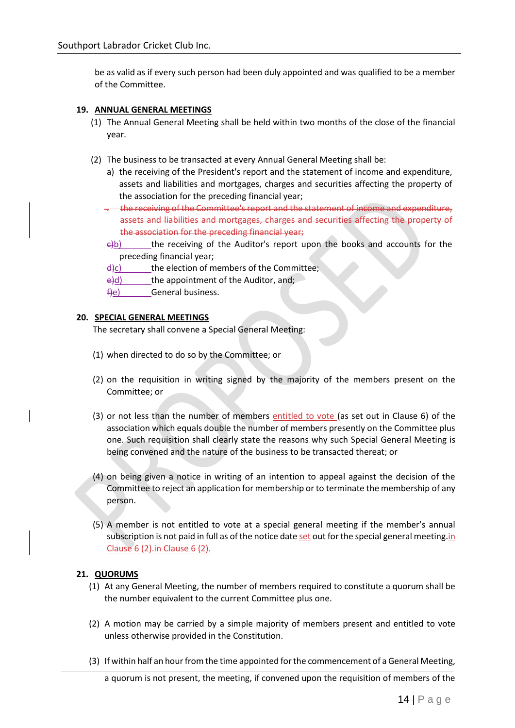be as valid as if every such person had been duly appointed and was qualified to be a member of the Committee.

**19. ANNUAL GENERAL MEETINGS**

(1) The Annual General Meeting shall be held within two months of the close of the financial year.

(2) The business to be transacted at every Annual General Meeting shall be:

a) the receiving of the President's report and the statement of income and expenditure, assets and liabilities and mortgages, charges and securities affecting the property of the association for the preceding financial year;

~~the receiving of the Committee's report and the statement of income and expenditure, assets and liabilities and mortgages, charges and securities affecting the property of the association for the preceding financial year;~~

~~c)~~b) the receiving of the Auditor's report upon the books and accounts for the preceding financial year;

~~d)~~c) the election of members of the Committee;

~~e)~~d) the appointment of the Auditor, and;

~~f)~~e) General business.

**20. SPECIAL GENERAL MEETINGS**

The secretary shall convene a Special General Meeting:

(1) when directed to do so by the Committee; or

(2) on the requisition in writing signed by the majority of the members present on the Committee; or

(3) or not less than the number of members entitled to vote (as set out in Clause 6) of the association which equals double the number of members presently on the Committee plus one. Such requisition shall clearly state the reasons why such Special General Meeting is being convened and the nature of the business to be transacted thereat; or

(4) on being given a notice in writing of an intention to appeal against the decision of the Committee to reject an application for membership or to terminate the membership of any person.

(5) A member is not entitled to vote at a special general meeting if the member's annual subscription is not paid in full as of the notice date set out for the special general meeting.in Clause 6 (2).in Clause 6 (2).

**21. QUORUMS**

(1) At any General Meeting, the number of members required to constitute a quorum shall be the number equivalent to the current Committee plus one.

(2) A motion may be carried by a simple majority of members present and entitled to vote unless otherwise provided in the Constitution.

(3) If within half an hour from the time appointed for the commencement of a General Meeting, a quorum is not present, the meeting, if convened upon the requisition of members of the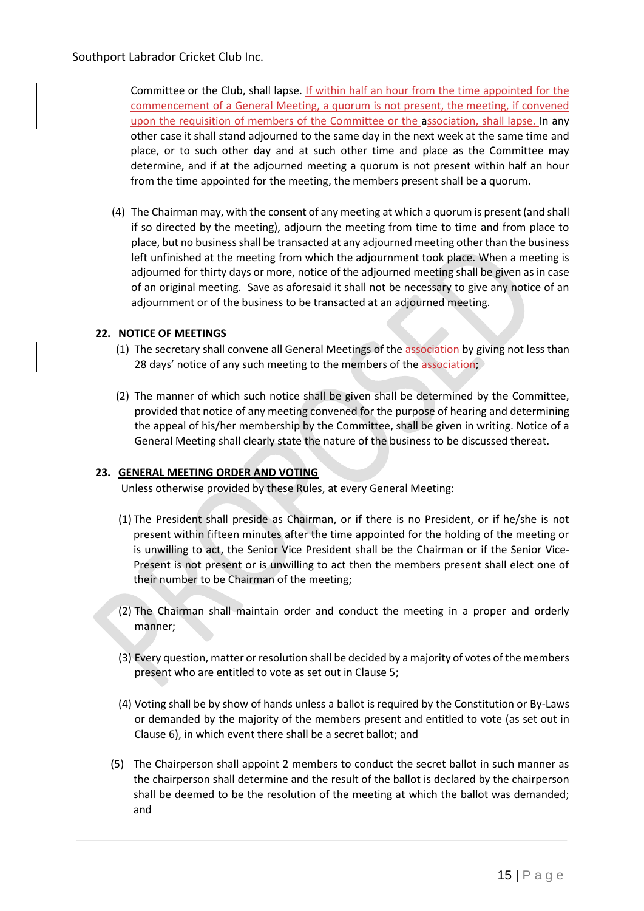Committee or the Club, shall lapse. If within half an hour from the time appointed for the commencement of a General Meeting, a quorum is not present, the meeting, if convened upon the requisition of members of the Committee or the association, shall lapse. In any other case it shall stand adjourned to the same day in the next week at the same time and place, or to such other day and at such other time and place as the Committee may determine, and if at the adjourned meeting a quorum is not present within half an hour from the time appointed for the meeting, the members present shall be a quorum.

(4) The Chairman may, with the consent of any meeting at which a quorum is present (and shall if so directed by the meeting), adjourn the meeting from time to time and from place to place, but no business shall be transacted at any adjourned meeting other than the business left unfinished at the meeting from which the adjournment took place. When a meeting is adjourned for thirty days or more, notice of the adjourned meeting shall be given as in case of an original meeting. Save as aforesaid it shall not be necessary to give any notice of an adjournment or of the business to be transacted at an adjourned meeting.

## 22. NOTICE OF MEETINGS

(1) The secretary shall convene all General Meetings of the association by giving not less than 28 days' notice of any such meeting to the members of the association;

(2) The manner of which such notice shall be given shall be determined by the Committee, provided that notice of any meeting convened for the purpose of hearing and determining the appeal of his/her membership by the Committee, shall be given in writing. Notice of a General Meeting shall clearly state the nature of the business to be discussed thereat.

## 23. GENERAL MEETING ORDER AND VOTING

Unless otherwise provided by these Rules, at every General Meeting:

(1) The President shall preside as Chairman, or if there is no President, or if he/she is not present within fifteen minutes after the time appointed for the holding of the meeting or is unwilling to act, the Senior Vice President shall be the Chairman or if the Senior Vice-Present is not present or is unwilling to act then the members present shall elect one of their number to be Chairman of the meeting;

(2) The Chairman shall maintain order and conduct the meeting in a proper and orderly manner;

(3) Every question, matter or resolution shall be decided by a majority of votes of the members present who are entitled to vote as set out in Clause 5;

(4) Voting shall be by show of hands unless a ballot is required by the Constitution or By-Laws or demanded by the majority of the members present and entitled to vote (as set out in Clause 6), in which event there shall be a secret ballot; and

(5) The Chairperson shall appoint 2 members to conduct the secret ballot in such manner as the chairperson shall determine and the result of the ballot is declared by the chairperson shall be deemed to be the resolution of the meeting at which the ballot was demanded; and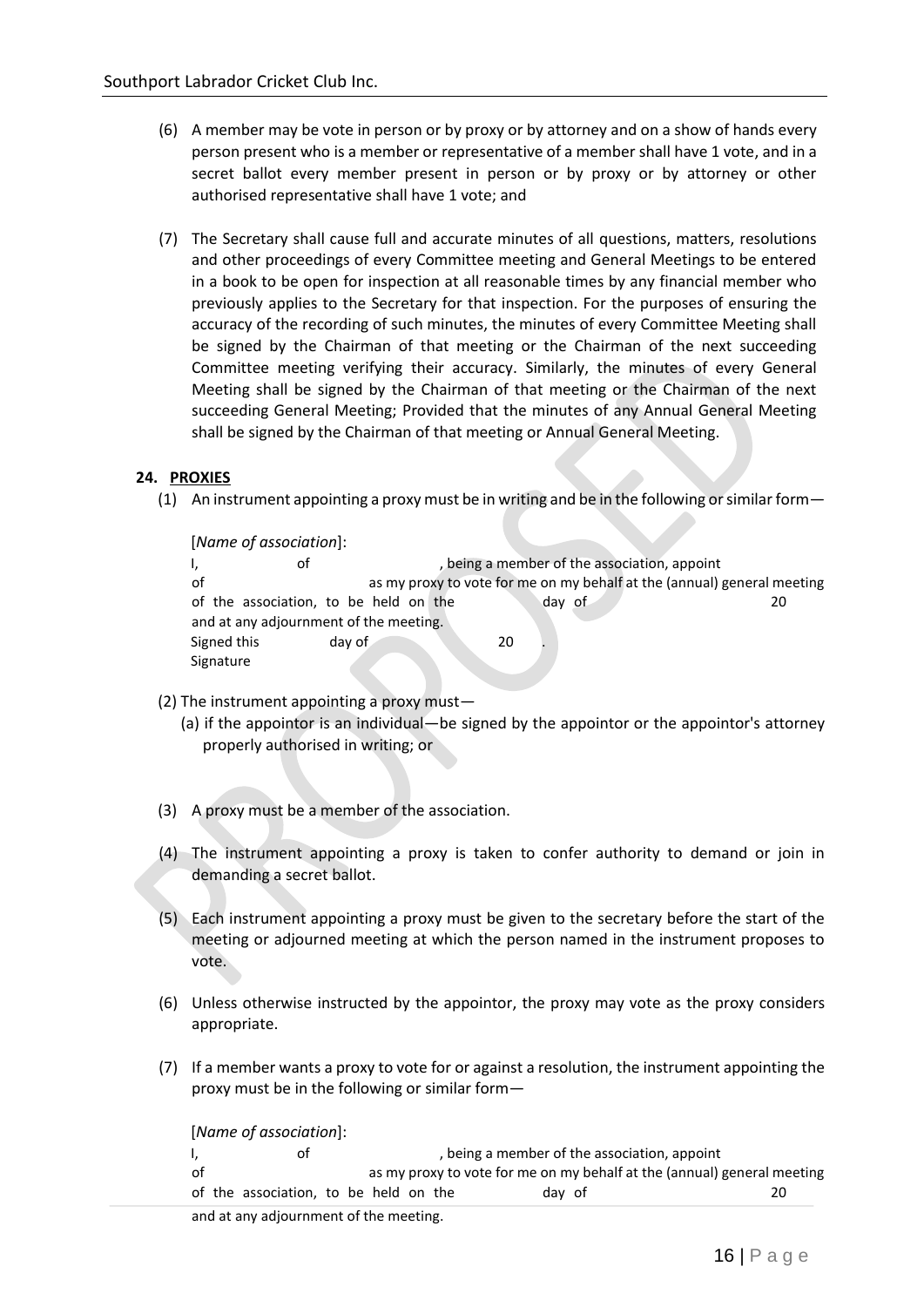(6) A member may be vote in person or by proxy or by attorney and on a show of hands every person present who is a member or representative of a member shall have 1 vote, and in a secret ballot every member present in person or by proxy or by attorney or other authorised representative shall have 1 vote; and

(7) The Secretary shall cause full and accurate minutes of all questions, matters, resolutions and other proceedings of every Committee meeting and General Meetings to be entered in a book to be open for inspection at all reasonable times by any financial member who previously applies to the Secretary for that inspection. For the purposes of ensuring the accuracy of the recording of such minutes, the minutes of every Committee Meeting shall be signed by the Chairman of that meeting or the Chairman of the next succeeding Committee meeting verifying their accuracy. Similarly, the minutes of every General Meeting shall be signed by the Chairman of that meeting or the Chairman of the next succeeding General Meeting; Provided that the minutes of any Annual General Meeting shall be signed by the Chairman of that meeting or Annual General Meeting.

**24. PROXIES**

(1) An instrument appointing a proxy must be in writing and be in the following or similar form—

> [*Name of association*]:
> I,                of                , being a member of the association, appoint
> of                as my proxy to vote for me on my behalf at the (annual) general meeting of the association, to be held on the                day of                20
> and at any adjournment of the meeting.
> Signed this                day of                20        .
> Signature

(2) The instrument appointing a proxy must—

(a) if the appointor is an individual—be signed by the appointor or the appointor's attorney properly authorised in writing; or

(3) A proxy must be a member of the association.

(4) The instrument appointing a proxy is taken to confer authority to demand or join in demanding a secret ballot.

(5) Each instrument appointing a proxy must be given to the secretary before the start of the meeting or adjourned meeting at which the person named in the instrument proposes to vote.

(6) Unless otherwise instructed by the appointor, the proxy may vote as the proxy considers appropriate.

(7) If a member wants a proxy to vote for or against a resolution, the instrument appointing the proxy must be in the following or similar form—

> [*Name of association*]:
> I,                of                , being a member of the association, appoint
> of                as my proxy to vote for me on my behalf at the (annual) general meeting of the association, to be held on the                day of                20
> and at any adjournment of the meeting.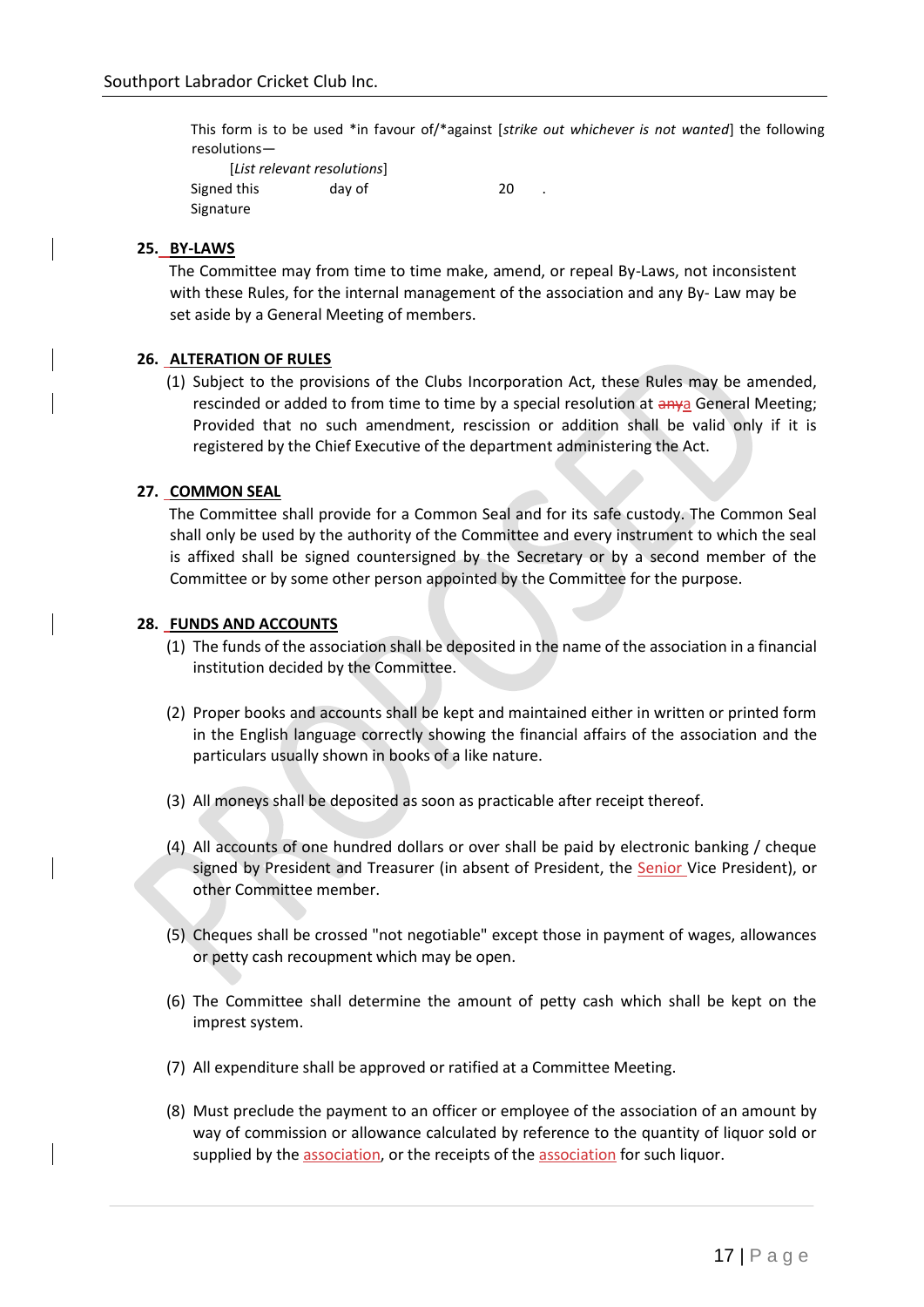This form is to be used *in favour of/*against [*strike out whichever is not wanted*] the following resolutions—

[*List relevant resolutions*]

Signed this day of 20 .

Signature

## 25. BY-LAWS

The Committee may from time to time make, amend, or repeal By-Laws, not inconsistent with these Rules, for the internal management of the association and any By- Law may be set aside by a General Meeting of members.

## 26. ALTERATION OF RULES

(1) Subject to the provisions of the Clubs Incorporation Act, these Rules may be amended, rescinded or added to from time to time by a special resolution at ~~any~~a General Meeting; Provided that no such amendment, rescission or addition shall be valid only if it is registered by the Chief Executive of the department administering the Act.

## 27. COMMON SEAL

The Committee shall provide for a Common Seal and for its safe custody. The Common Seal shall only be used by the authority of the Committee and every instrument to which the seal is affixed shall be signed countersigned by the Secretary or by a second member of the Committee or by some other person appointed by the Committee for the purpose.

## 28. FUNDS AND ACCOUNTS

(1) The funds of the association shall be deposited in the name of the association in a financial institution decided by the Committee.

(2) Proper books and accounts shall be kept and maintained either in written or printed form in the English language correctly showing the financial affairs of the association and the particulars usually shown in books of a like nature.

(3) All moneys shall be deposited as soon as practicable after receipt thereof.

(4) All accounts of one hundred dollars or over shall be paid by electronic banking / cheque signed by President and Treasurer (in absent of President, the Senior Vice President), or other Committee member.

(5) Cheques shall be crossed "not negotiable" except those in payment of wages, allowances or petty cash recoupment which may be open.

(6) The Committee shall determine the amount of petty cash which shall be kept on the imprest system.

(7) All expenditure shall be approved or ratified at a Committee Meeting.

(8) Must preclude the payment to an officer or employee of the association of an amount by way of commission or allowance calculated by reference to the quantity of liquor sold or supplied by the association, or the receipts of the association for such liquor.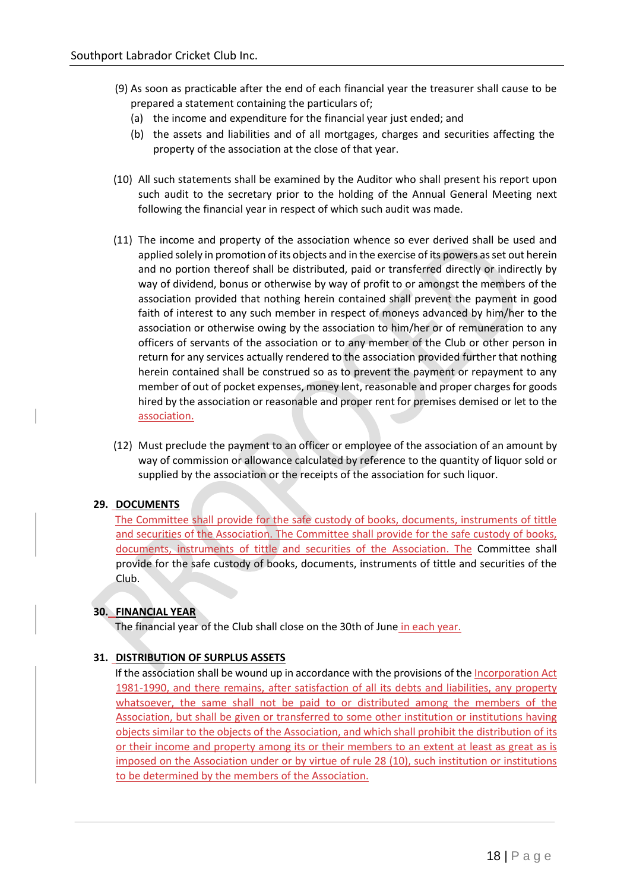(9) As soon as practicable after the end of each financial year the treasurer shall cause to be prepared a statement containing the particulars of;

(a) the income and expenditure for the financial year just ended; and

(b) the assets and liabilities and of all mortgages, charges and securities affecting the property of the association at the close of that year.

(10) All such statements shall be examined by the Auditor who shall present his report upon such audit to the secretary prior to the holding of the Annual General Meeting next following the financial year in respect of which such audit was made.

(11) The income and property of the association whence so ever derived shall be used and applied solely in promotion of its objects and in the exercise of its powers as set out herein and no portion thereof shall be distributed, paid or transferred directly or indirectly by way of dividend, bonus or otherwise by way of profit to or amongst the members of the association provided that nothing herein contained shall prevent the payment in good faith of interest to any such member in respect of moneys advanced by him/her to the association or otherwise owing by the association to him/her or of remuneration to any officers of servants of the association or to any member of the Club or other person in return for any services actually rendered to the association provided further that nothing herein contained shall be construed so as to prevent the payment or repayment to any member of out of pocket expenses, money lent, reasonable and proper charges for goods hired by the association or reasonable and proper rent for premises demised or let to the association.

(12) Must preclude the payment to an officer or employee of the association of an amount by way of commission or allowance calculated by reference to the quantity of liquor sold or supplied by the association or the receipts of the association for such liquor.

**29. DOCUMENTS**

The Committee shall provide for the safe custody of books, documents, instruments of tittle and securities of the Association. The Committee shall provide for the safe custody of books, documents, instruments of tittle and securities of the Association. The Committee shall provide for the safe custody of books, documents, instruments of tittle and securities of the Club.

**30. FINANCIAL YEAR**

The financial year of the Club shall close on the 30th of June in each year.

**31. DISTRIBUTION OF SURPLUS ASSETS**

If the association shall be wound up in accordance with the provisions of the Incorporation Act 1981-1990, and there remains, after satisfaction of all its debts and liabilities, any property whatsoever, the same shall not be paid to or distributed among the members of the Association, but shall be given or transferred to some other institution or institutions having objects similar to the objects of the Association, and which shall prohibit the distribution of its or their income and property among its or their members to an extent at least as great as is imposed on the Association under or by virtue of rule 28 (10), such institution or institutions to be determined by the members of the Association.